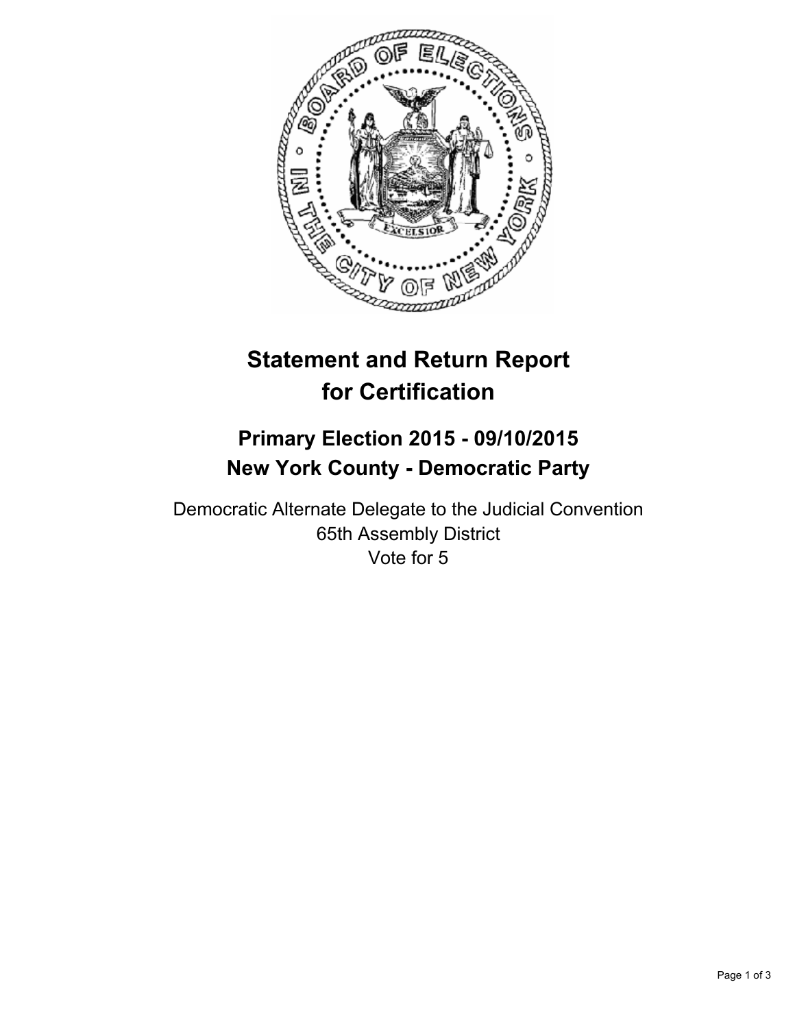# Statement and Return Report for Certification

## Primary Election 2015 - 09/10/2015
## New York County - Democratic Party

Democratic Alternate Delegate to the Judicial Convention
65th Assembly District
Vote for 5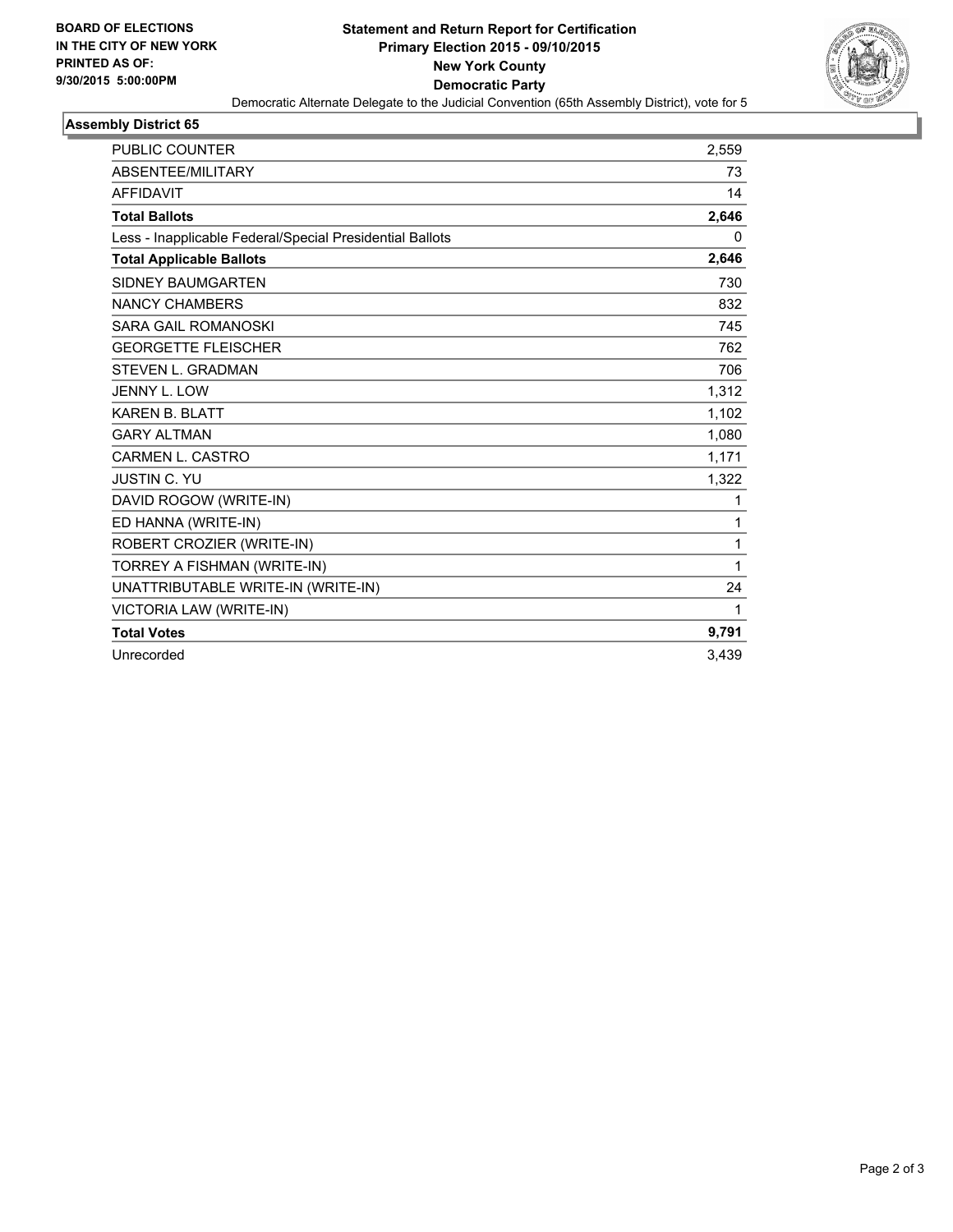**BOARD OF ELECTIONS IN THE CITY OF NEW YORK PRINTED AS OF: 9/30/2015 5:00:00PM**

**Statement and Return Report for Certification**
**Primary Election 2015 - 09/10/2015**
**New York County**
**Democratic Party**
Democratic Alternate Delegate to the Judicial Convention (65th Assembly District), vote for 5

## Assembly District 65

| | |
|---|---|
| PUBLIC COUNTER | 2,559 |
| ABSENTEE/MILITARY | 73 |
| AFFIDAVIT | 14 |
| **Total Ballots** | **2,646** |
| Less - Inapplicable Federal/Special Presidential Ballots | 0 |
| **Total Applicable Ballots** | **2,646** |
| SIDNEY BAUMGARTEN | 730 |
| NANCY CHAMBERS | 832 |
| SARA GAIL ROMANOSKI | 745 |
| GEORGETTE FLEISCHER | 762 |
| STEVEN L. GRADMAN | 706 |
| JENNY L. LOW | 1,312 |
| KAREN B. BLATT | 1,102 |
| GARY ALTMAN | 1,080 |
| CARMEN L. CASTRO | 1,171 |
| JUSTIN C. YU | 1,322 |
| DAVID ROGOW (WRITE-IN) | 1 |
| ED HANNA (WRITE-IN) | 1 |
| ROBERT CROZIER (WRITE-IN) | 1 |
| TORREY A FISHMAN (WRITE-IN) | 1 |
| UNATTRIBUTABLE WRITE-IN (WRITE-IN) | 24 |
| VICTORIA LAW (WRITE-IN) | 1 |
| **Total Votes** | **9,791** |
| Unrecorded | 3,439 |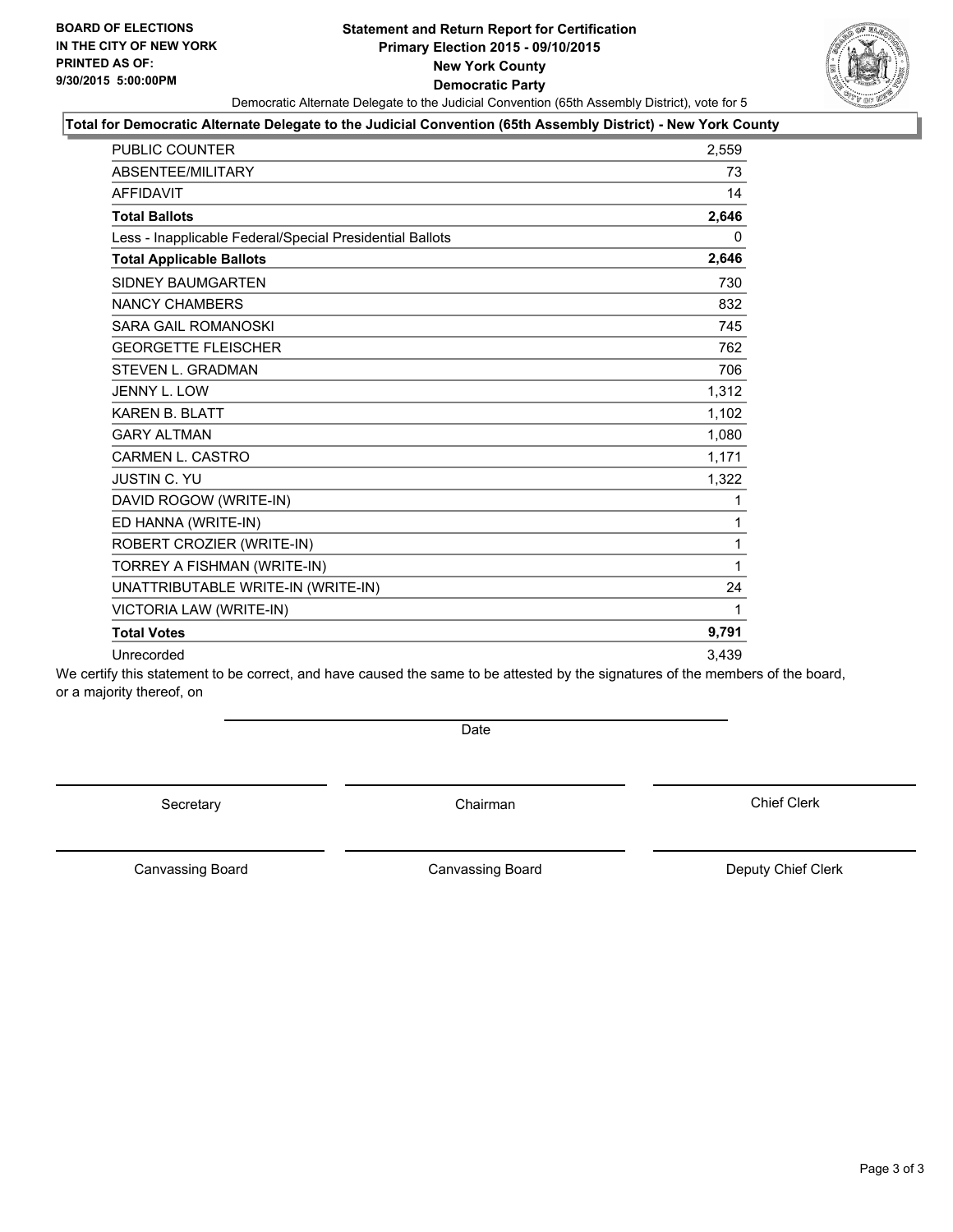**BOARD OF ELECTIONS**
**IN THE CITY OF NEW YORK**
**PRINTED AS OF:**
**9/30/2015 5:00:00PM**

# Statement and Return Report for Certification
## Primary Election 2015 - 09/10/2015
## New York County
## Democratic Party

Democratic Alternate Delegate to the Judicial Convention (65th Assembly District), vote for 5

**Total for Democratic Alternate Delegate to the Judicial Convention (65th Assembly District) - New York County**

| | |
|---|---|
| PUBLIC COUNTER | 2,559 |
| ABSENTEE/MILITARY | 73 |
| AFFIDAVIT | 14 |
| **Total Ballots** | **2,646** |
| Less - Inapplicable Federal/Special Presidential Ballots | 0 |
| **Total Applicable Ballots** | **2,646** |
| SIDNEY BAUMGARTEN | 730 |
| NANCY CHAMBERS | 832 |
| SARA GAIL ROMANOSKI | 745 |
| GEORGETTE FLEISCHER | 762 |
| STEVEN L. GRADMAN | 706 |
| JENNY L. LOW | 1,312 |
| KAREN B. BLATT | 1,102 |
| GARY ALTMAN | 1,080 |
| CARMEN L. CASTRO | 1,171 |
| JUSTIN C. YU | 1,322 |
| DAVID ROGOW (WRITE-IN) | 1 |
| ED HANNA (WRITE-IN) | 1 |
| ROBERT CROZIER (WRITE-IN) | 1 |
| TORREY A FISHMAN (WRITE-IN) | 1 |
| UNATTRIBUTABLE WRITE-IN (WRITE-IN) | 24 |
| VICTORIA LAW (WRITE-IN) | 1 |
| **Total Votes** | **9,791** |
| Unrecorded | 3,439 |

We certify this statement to be correct, and have caused the same to be attested by the signatures of the members of the board, or a majority thereof, on

Date

Secretary

Chairman

Chief Clerk

Canvassing Board

Canvassing Board

Deputy Chief Clerk